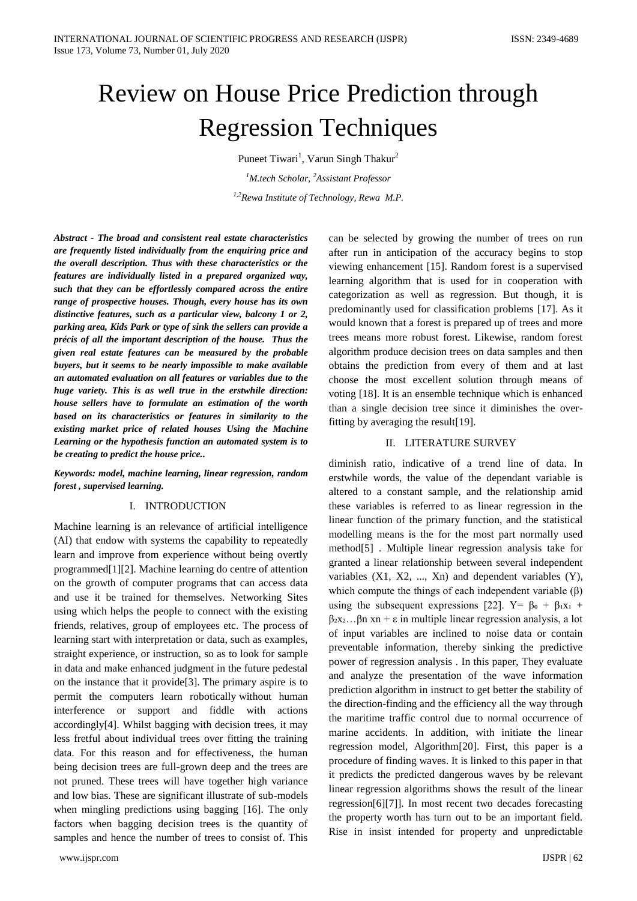# Review on House Price Prediction through Regression Techniques

Puneet Tiwari[1], Varun Singh Thakur[2]

[1]M.tech Scholar, [2]Assistant Professor

[1,2]Rewa Institute of Technology, Rewa M.P.

***Abstract - The broad and consistent real estate characteristics are frequently listed individually from the enquiring price and the overall description. Thus with these characteristics or the features are individually listed in a prepared organized way, such that they can be effortlessly compared across the entire range of prospective houses. Though, every house has its own distinctive features, such as a particular view, balcony 1 or 2, parking area, Kids Park or type of sink the sellers can provide a précis of all the important description of the house. Thus the given real estate features can be measured by the probable buyers, but it seems to be nearly impossible to make available an automated evaluation on all features or variables due to the huge variety. This is as well true in the erstwhile direction: house sellers have to formulate an estimation of the worth based on its characteristics or features in similarity to the existing market price of related houses Using the Machine Learning or the hypothesis function an automated system is to be creating to predict the house price..***

***Keywords: model, machine learning, linear regression, random forest , supervised learning.***

## I. INTRODUCTION

Machine learning is an relevance of artificial intelligence (AI) that endow with systems the capability to repeatedly learn and improve from experience without being overtly programmed[1][2]. Machine learning do centre of attention on the growth of computer programs that can access data and use it be trained for themselves. Networking Sites using which helps the people to connect with the existing friends, relatives, group of employees etc. The process of learning start with interpretation or data, such as examples, straight experience, or instruction, so as to look for sample in data and make enhanced judgment in the future pedestal on the instance that it provide[3]. The primary aspire is to permit the computers learn robotically without human interference or support and fiddle with actions accordingly[4]. Whilst bagging with decision trees, it may less fretful about individual trees over fitting the training data. For this reason and for effectiveness, the human being decision trees are full-grown deep and the trees are not pruned. These trees will have together high variance and low bias. These are significant illustrate of sub-models when mingling predictions using bagging [16]. The only factors when bagging decision trees is the quantity of samples and hence the number of trees to consist of. This can be selected by growing the number of trees on run after run in anticipation of the accuracy begins to stop viewing enhancement [15]. Random forest is a supervised learning algorithm that is used for in cooperation with categorization as well as regression. But though, it is predominantly used for classification problems [17]. As it would known that a forest is prepared up of trees and more trees means more robust forest. Likewise, random forest algorithm produce decision trees on data samples and then obtains the prediction from every of them and at last choose the most excellent solution through means of voting [18]. It is an ensemble technique which is enhanced than a single decision tree since it diminishes the over-fitting by averaging the result[19].

## II. LITERATURE SURVEY

diminish ratio, indicative of a trend line of data. In erstwhile words, the value of the dependant variable is altered to a constant sample, and the relationship amid these variables is referred to as linear regression in the linear function of the primary function, and the statistical modelling means is the for the most part normally used method[5] . Multiple linear regression analysis take for granted a linear relationship between several independent variables (X1, X2, ..., Xn) and dependent variables (Y), which compute the things of each independent variable (β) using the subsequent expressions [22]. $Y= \beta_0 + \beta_1 x_1 + \beta_2 x_2 \ldots \beta n \ xn + \varepsilon$ in multiple linear regression analysis, a lot of input variables are inclined to noise data or contain preventable information, thereby sinking the predictive power of regression analysis . In this paper, They evaluate and analyze the presentation of the wave information prediction algorithm in instruct to get better the stability of the direction-finding and the efficiency all the way through the maritime traffic control due to normal occurrence of marine accidents. In addition, with initiate the linear regression model, Algorithm[20]. First, this paper is a procedure of finding waves. It is linked to this paper in that it predicts the predicted dangerous waves by be relevant linear regression algorithms shows the result of the linear regression[6][7]]. In most recent two decades forecasting the property worth has turn out to be an important field. Rise in insist intended for property and unpredictable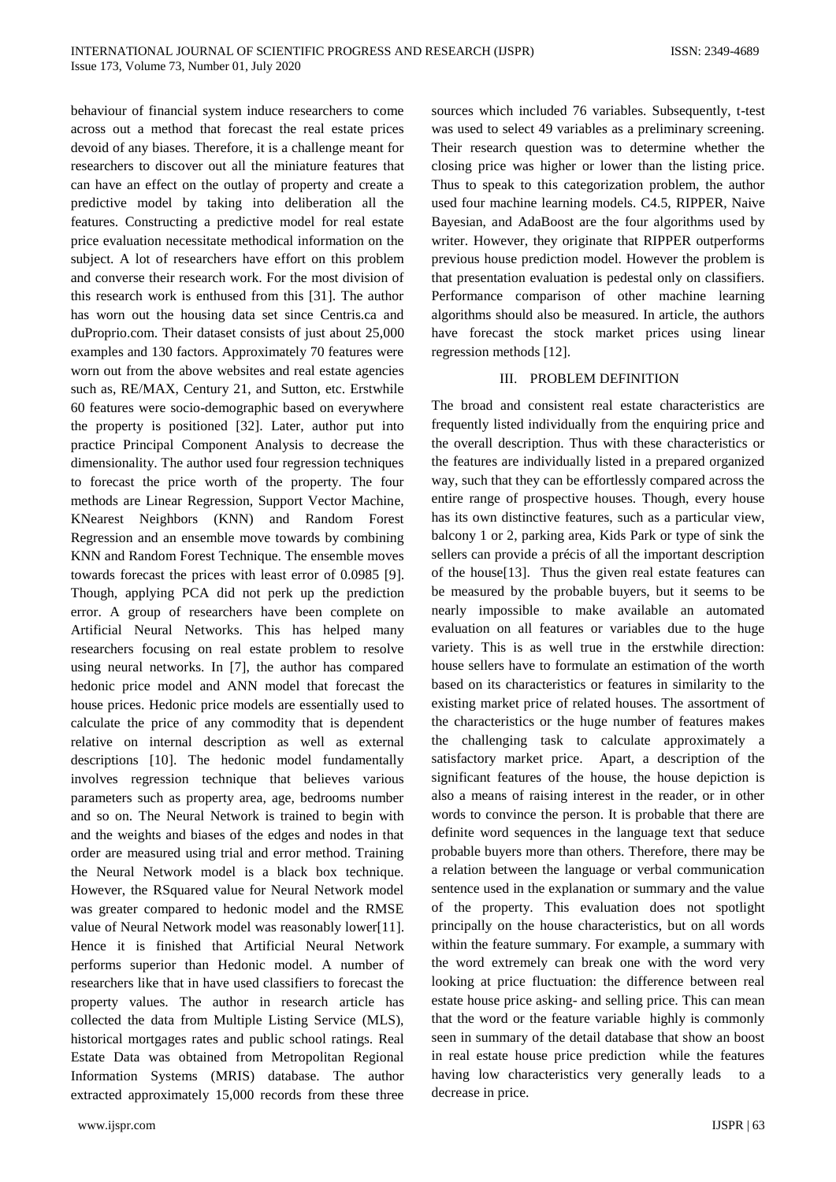behaviour of financial system induce researchers to come across out a method that forecast the real estate prices devoid of any biases. Therefore, it is a challenge meant for researchers to discover out all the miniature features that can have an effect on the outlay of property and create a predictive model by taking into deliberation all the features. Constructing a predictive model for real estate price evaluation necessitate methodical information on the subject. A lot of researchers have effort on this problem and converse their research work. For the most division of this research work is enthused from this [31]. The author has worn out the housing data set since Centris.ca and duProprio.com. Their dataset consists of just about 25,000 examples and 130 factors. Approximately 70 features were worn out from the above websites and real estate agencies such as, RE/MAX, Century 21, and Sutton, etc. Erstwhile 60 features were socio-demographic based on everywhere the property is positioned [32]. Later, author put into practice Principal Component Analysis to decrease the dimensionality. The author used four regression techniques to forecast the price worth of the property. The four methods are Linear Regression, Support Vector Machine, KNearest Neighbors (KNN) and Random Forest Regression and an ensemble move towards by combining KNN and Random Forest Technique. The ensemble moves towards forecast the prices with least error of 0.0985 [9]. Though, applying PCA did not perk up the prediction error. A group of researchers have been complete on Artificial Neural Networks. This has helped many researchers focusing on real estate problem to resolve using neural networks. In [7], the author has compared hedonic price model and ANN model that forecast the house prices. Hedonic price models are essentially used to calculate the price of any commodity that is dependent relative on internal description as well as external descriptions [10]. The hedonic model fundamentally involves regression technique that believes various parameters such as property area, age, bedrooms number and so on. The Neural Network is trained to begin with and the weights and biases of the edges and nodes in that order are measured using trial and error method. Training the Neural Network model is a black box technique. However, the RSquared value for Neural Network model was greater compared to hedonic model and the RMSE value of Neural Network model was reasonably lower[11]. Hence it is finished that Artificial Neural Network performs superior than Hedonic model. A number of researchers like that in have used classifiers to forecast the property values. The author in research article has collected the data from Multiple Listing Service (MLS), historical mortgages rates and public school ratings. Real Estate Data was obtained from Metropolitan Regional Information Systems (MRIS) database. The author extracted approximately 15,000 records from these three sources which included 76 variables. Subsequently, t-test was used to select 49 variables as a preliminary screening. Their research question was to determine whether the closing price was higher or lower than the listing price. Thus to speak to this categorization problem, the author used four machine learning models. C4.5, RIPPER, Naive Bayesian, and AdaBoost are the four algorithms used by writer. However, they originate that RIPPER outperforms previous house prediction model. However the problem is that presentation evaluation is pedestal only on classifiers. Performance comparison of other machine learning algorithms should also be measured. In article, the authors have forecast the stock market prices using linear regression methods [12].

## III. PROBLEM DEFINITION

The broad and consistent real estate characteristics are frequently listed individually from the enquiring price and the overall description. Thus with these characteristics or the features are individually listed in a prepared organized way, such that they can be effortlessly compared across the entire range of prospective houses. Though, every house has its own distinctive features, such as a particular view, balcony 1 or 2, parking area, Kids Park or type of sink the sellers can provide a précis of all the important description of the house[13]. Thus the given real estate features can be measured by the probable buyers, but it seems to be nearly impossible to make available an automated evaluation on all features or variables due to the huge variety. This is as well true in the erstwhile direction: house sellers have to formulate an estimation of the worth based on its characteristics or features in similarity to the existing market price of related houses. The assortment of the characteristics or the huge number of features makes the challenging task to calculate approximately a satisfactory market price. Apart, a description of the significant features of the house, the house depiction is also a means of raising interest in the reader, or in other words to convince the person. It is probable that there are definite word sequences in the language text that seduce probable buyers more than others. Therefore, there may be a relation between the language or verbal communication sentence used in the explanation or summary and the value of the property. This evaluation does not spotlight principally on the house characteristics, but on all words within the feature summary. For example, a summary with the word extremely can break one with the word very looking at price fluctuation: the difference between real estate house price asking- and selling price. This can mean that the word or the feature variable highly is commonly seen in summary of the detail database that show an boost in real estate house price prediction while the features having low characteristics very generally leads to a decrease in price.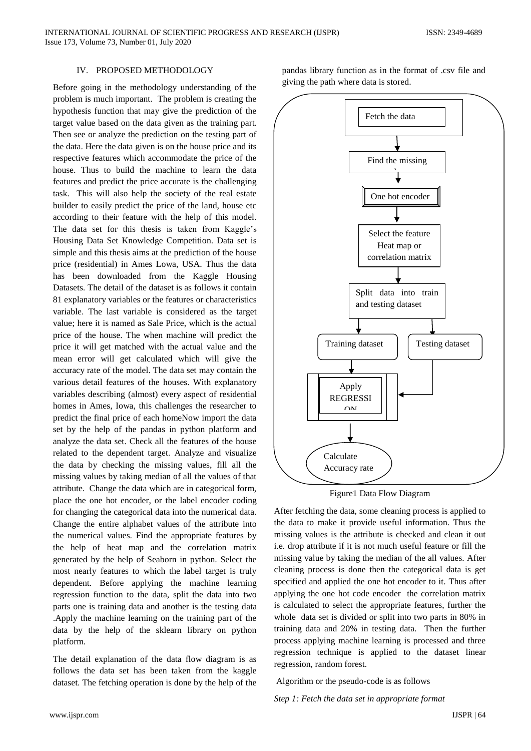## IV. PROPOSED METHODOLOGY

Before going in the methodology understanding of the problem is much important. The problem is creating the hypothesis function that may give the prediction of the target value based on the data given as the training part. Then see or analyze the prediction on the testing part of the data. Here the data given is on the house price and its respective features which accommodate the price of the house. Thus to build the machine to learn the data features and predict the price accurate is the challenging task. This will also help the society of the real estate builder to easily predict the price of the land, house etc according to their feature with the help of this model. The data set for this thesis is taken from Kaggle's Housing Data Set Knowledge Competition. Data set is simple and this thesis aims at the prediction of the house price (residential) in Ames Lowa, USA. Thus the data has been downloaded from the Kaggle Housing Datasets. The detail of the dataset is as follows it contain 81 explanatory variables or the features or characteristics variable. The last variable is considered as the target value; here it is named as Sale Price, which is the actual price of the house. The when machine will predict the price it will get matched with the actual value and the mean error will get calculated which will give the accuracy rate of the model. The data set may contain the various detail features of the houses. With explanatory variables describing (almost) every aspect of residential homes in Ames, Iowa, this challenges the researcher to predict the final price of each homeNow import the data set by the help of the pandas in python platform and analyze the data set. Check all the features of the house related to the dependent target. Analyze and visualize the data by checking the missing values, fill all the missing values by taking median of all the values of that attribute. Change the data which are in categorical form, place the one hot encoder, or the label encoder coding for changing the categorical data into the numerical data. Change the entire alphabet values of the attribute into the numerical values. Find the appropriate features by the help of heat map and the correlation matrix generated by the help of Seaborn in python. Select the most nearly features to which the label target is truly dependent. Before applying the machine learning regression function to the data, split the data into two parts one is training data and another is the testing data .Apply the machine learning on the training part of the data by the help of the sklearn library on python platform.

The detail explanation of the data flow diagram is as follows the data set has been taken from the kaggle dataset. The fetching operation is done by the help of the pandas library function as in the format of .csv file and giving the path where data is stored.

Fetch the data → Find the missing → One hot encoder → Select the feature Heat map or correlation matrix → Split data into train and testing dataset → Training dataset / Testing dataset → Apply REGRESSION → Calculate Accuracy rate

Figure1 Data Flow Diagram

After fetching the data, some cleaning process is applied to the data to make it provide useful information. Thus the missing values is the attribute is checked and clean it out i.e. drop attribute if it is not much useful feature or fill the missing value by taking the median of the all values. After cleaning process is done then the categorical data is get specified and applied the one hot encoder to it. Thus after applying the one hot code encoder the correlation matrix is calculated to select the appropriate features, further the whole data set is divided or split into two parts in 80% in training data and 20% in testing data. Then the further process applying machine learning is processed and three regression technique is applied to the dataset linear regression, random forest.

Algorithm or the pseudo-code is as follows

*Step 1: Fetch the data set in appropriate format*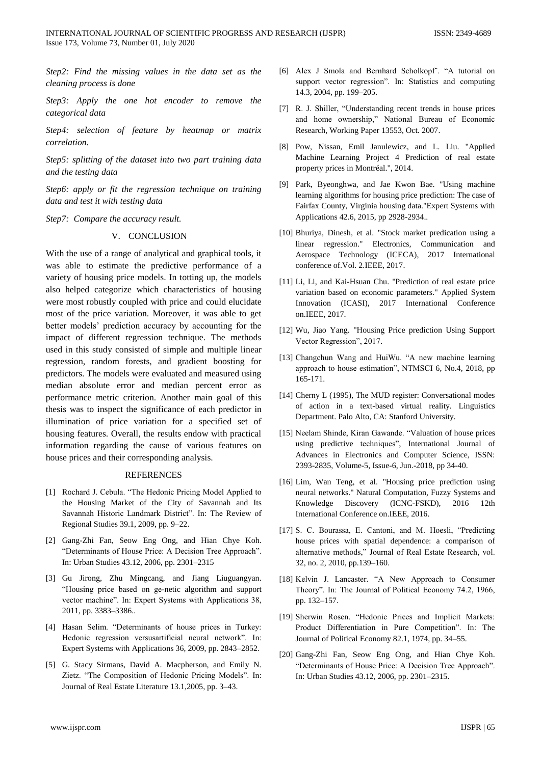*Step2: Find the missing values in the data set as the cleaning process is done*

*Step3: Apply the one hot encoder to remove the categorical data*

*Step4: selection of feature by heatmap or matrix correlation.*

*Step5: splitting of the dataset into two part training data and the testing data*

*Step6: apply or fit the regression technique on training data and test it with testing data*

*Step7: Compare the accuracy result.*

## V. CONCLUSION

With the use of a range of analytical and graphical tools, it was able to estimate the predictive performance of a variety of housing price models. In totting up, the models also helped categorize which characteristics of housing were most robustly coupled with price and could elucidate most of the price variation. Moreover, it was able to get better models' prediction accuracy by accounting for the impact of different regression technique. The methods used in this study consisted of simple and multiple linear regression, random forests, and gradient boosting for predictors. The models were evaluated and measured using median absolute error and median percent error as performance metric criterion. Another main goal of this thesis was to inspect the significance of each predictor in illumination of price variation for a specified set of housing features. Overall, the results endow with practical information regarding the cause of various features on house prices and their corresponding analysis.

## REFERENCES

[1] Rochard J. Cebula. "The Hedonic Pricing Model Applied to the Housing Market of the City of Savannah and Its Savannah Historic Landmark District". In: The Review of Regional Studies 39.1, 2009, pp. 9–22.

[2] Gang-Zhi Fan, Seow Eng Ong, and Hian Chye Koh. "Determinants of House Price: A Decision Tree Approach". In: Urban Studies 43.12, 2006, pp. 2301–2315

[3] Gu Jirong, Zhu Mingcang, and Jiang Liuguangyan. "Housing price based on ge-netic algorithm and support vector machine". In: Expert Systems with Applications 38, 2011, pp. 3383–3386..

[4] Hasan Selim. "Determinants of house prices in Turkey: Hedonic regression versusartificial neural network". In: Expert Systems with Applications 36, 2009, pp. 2843–2852.

[5] G. Stacy Sirmans, David A. Macpherson, and Emily N. Zietz. "The Composition of Hedonic Pricing Models". In: Journal of Real Estate Literature 13.1,2005, pp. 3–43.

[6] Alex J Smola and Bernhard Scholkopf¨. "A tutorial on support vector regression". In: Statistics and computing 14.3, 2004, pp. 199–205.

[7] R. J. Shiller, "Understanding recent trends in house prices and home ownership," National Bureau of Economic Research, Working Paper 13553, Oct. 2007.

[8] Pow, Nissan, Emil Janulewicz, and L. Liu. "Applied Machine Learning Project 4 Prediction of real estate property prices in Montréal.", 2014.

[9] Park, Byeonghwa, and Jae Kwon Bae. "Using machine learning algorithms for housing price prediction: The case of Fairfax County, Virginia housing data."Expert Systems with Applications 42.6, 2015, pp 2928-2934..

[10] Bhuriya, Dinesh, et al. "Stock market predication using a linear regression." Electronics, Communication and Aerospace Technology (ICECA), 2017 International conference of.Vol. 2.IEEE, 2017.

[11] Li, Li, and Kai-Hsuan Chu. "Prediction of real estate price variation based on economic parameters." Applied System Innovation (ICASI), 2017 International Conference on.IEEE, 2017.

[12] Wu, Jiao Yang. "Housing Price prediction Using Support Vector Regression", 2017.

[13] Changchun Wang and HuiWu. "A new machine learning approach to house estimation", NTMSCI 6, No.4, 2018, pp 165-171.

[14] Cherny L (1995), The MUD register: Conversational modes of action in a text-based virtual reality. Linguistics Department. Palo Alto, CA: Stanford University.

[15] Neelam Shinde, Kiran Gawande. "Valuation of house prices using predictive techniques", International Journal of Advances in Electronics and Computer Science, ISSN: 2393-2835, Volume-5, Issue-6, Jun.-2018, pp 34-40.

[16] Lim, Wan Teng, et al. "Housing price prediction using neural networks." Natural Computation, Fuzzy Systems and Knowledge Discovery (ICNC-FSKD), 2016 12th International Conference on.IEEE, 2016.

[17] S. C. Bourassa, E. Cantoni, and M. Hoesli, "Predicting house prices with spatial dependence: a comparison of alternative methods," Journal of Real Estate Research, vol. 32, no. 2, 2010, pp.139–160.

[18] Kelvin J. Lancaster. "A New Approach to Consumer Theory". In: The Journal of Political Economy 74.2, 1966, pp. 132–157.

[19] Sherwin Rosen. "Hedonic Prices and Implicit Markets: Product Differentiation in Pure Competition". In: The Journal of Political Economy 82.1, 1974, pp. 34–55.

[20] Gang-Zhi Fan, Seow Eng Ong, and Hian Chye Koh. "Determinants of House Price: A Decision Tree Approach". In: Urban Studies 43.12, 2006, pp. 2301–2315.